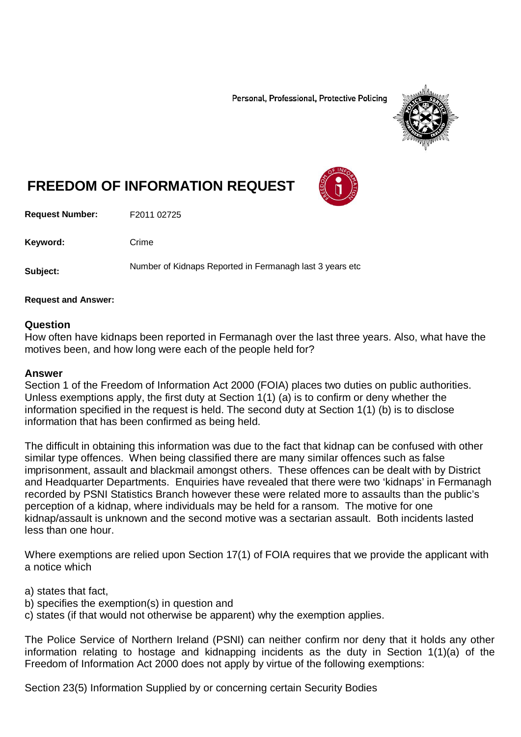Personal, Professional, Protective Policing

# FREEDOM OF INFORMATION REQUEST

**Request Number:** F2011 02725

**Keyword:** Crime

**Subject:** Number of Kidnaps Reported in Fermanagh last 3 years etc

**Request and Answer:**

## Question

How often have kidnaps been reported in Fermanagh over the last three years. Also, what have the motives been, and how long were each of the people held for?

## Answer

Section 1 of the Freedom of Information Act 2000 (FOIA) places two duties on public authorities. Unless exemptions apply, the first duty at Section 1(1) (a) is to confirm or deny whether the information specified in the request is held. The second duty at Section 1(1) (b) is to disclose information that has been confirmed as being held.

The difficult in obtaining this information was due to the fact that kidnap can be confused with other similar type offences. When being classified there are many similar offences such as false imprisonment, assault and blackmail amongst others. These offences can be dealt with by District and Headquarter Departments. Enquiries have revealed that there were two 'kidnaps' in Fermanagh recorded by PSNI Statistics Branch however these were related more to assaults than the public's perception of a kidnap, where individuals may be held for a ransom. The motive for one kidnap/assault is unknown and the second motive was a sectarian assault. Both incidents lasted less than one hour.

Where exemptions are relied upon Section 17(1) of FOIA requires that we provide the applicant with a notice which

a) states that fact,
b) specifies the exemption(s) in question and
c) states (if that would not otherwise be apparent) why the exemption applies.

The Police Service of Northern Ireland (PSNI) can neither confirm nor deny that it holds any other information relating to hostage and kidnapping incidents as the duty in Section 1(1)(a) of the Freedom of Information Act 2000 does not apply by virtue of the following exemptions:

Section 23(5) Information Supplied by or concerning certain Security Bodies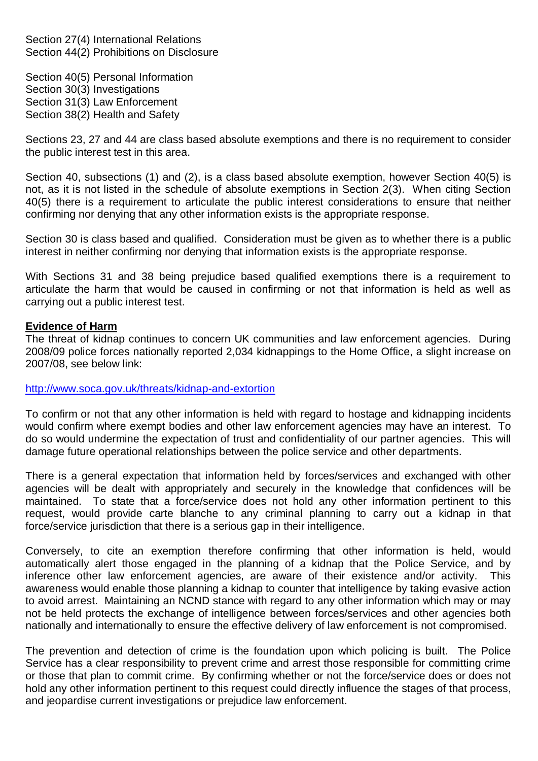Section 27(4) International Relations
Section 44(2) Prohibitions on Disclosure

Section 40(5) Personal Information
Section 30(3) Investigations
Section 31(3) Law Enforcement
Section 38(2) Health and Safety

Sections 23, 27 and 44 are class based absolute exemptions and there is no requirement to consider the public interest test in this area.

Section 40, subsections (1) and (2), is a class based absolute exemption, however Section 40(5) is not, as it is not listed in the schedule of absolute exemptions in Section 2(3). When citing Section 40(5) there is a requirement to articulate the public interest considerations to ensure that neither confirming nor denying that any other information exists is the appropriate response.

Section 30 is class based and qualified. Consideration must be given as to whether there is a public interest in neither confirming nor denying that information exists is the appropriate response.

With Sections 31 and 38 being prejudice based qualified exemptions there is a requirement to articulate the harm that would be caused in confirming or not that information is held as well as carrying out a public interest test.

**Evidence of Harm**

The threat of kidnap continues to concern UK communities and law enforcement agencies. During 2008/09 police forces nationally reported 2,034 kidnappings to the Home Office, a slight increase on 2007/08, see below link:

http://www.soca.gov.uk/threats/kidnap-and-extortion

To confirm or not that any other information is held with regard to hostage and kidnapping incidents would confirm where exempt bodies and other law enforcement agencies may have an interest. To do so would undermine the expectation of trust and confidentiality of our partner agencies. This will damage future operational relationships between the police service and other departments.

There is a general expectation that information held by forces/services and exchanged with other agencies will be dealt with appropriately and securely in the knowledge that confidences will be maintained. To state that a force/service does not hold any other information pertinent to this request, would provide carte blanche to any criminal planning to carry out a kidnap in that force/service jurisdiction that there is a serious gap in their intelligence.

Conversely, to cite an exemption therefore confirming that other information is held, would automatically alert those engaged in the planning of a kidnap that the Police Service, and by inference other law enforcement agencies, are aware of their existence and/or activity. This awareness would enable those planning a kidnap to counter that intelligence by taking evasive action to avoid arrest. Maintaining an NCND stance with regard to any other information which may or may not be held protects the exchange of intelligence between forces/services and other agencies both nationally and internationally to ensure the effective delivery of law enforcement is not compromised.

The prevention and detection of crime is the foundation upon which policing is built. The Police Service has a clear responsibility to prevent crime and arrest those responsible for committing crime or those that plan to commit crime. By confirming whether or not the force/service does or does not hold any other information pertinent to this request could directly influence the stages of that process, and jeopardise current investigations or prejudice law enforcement.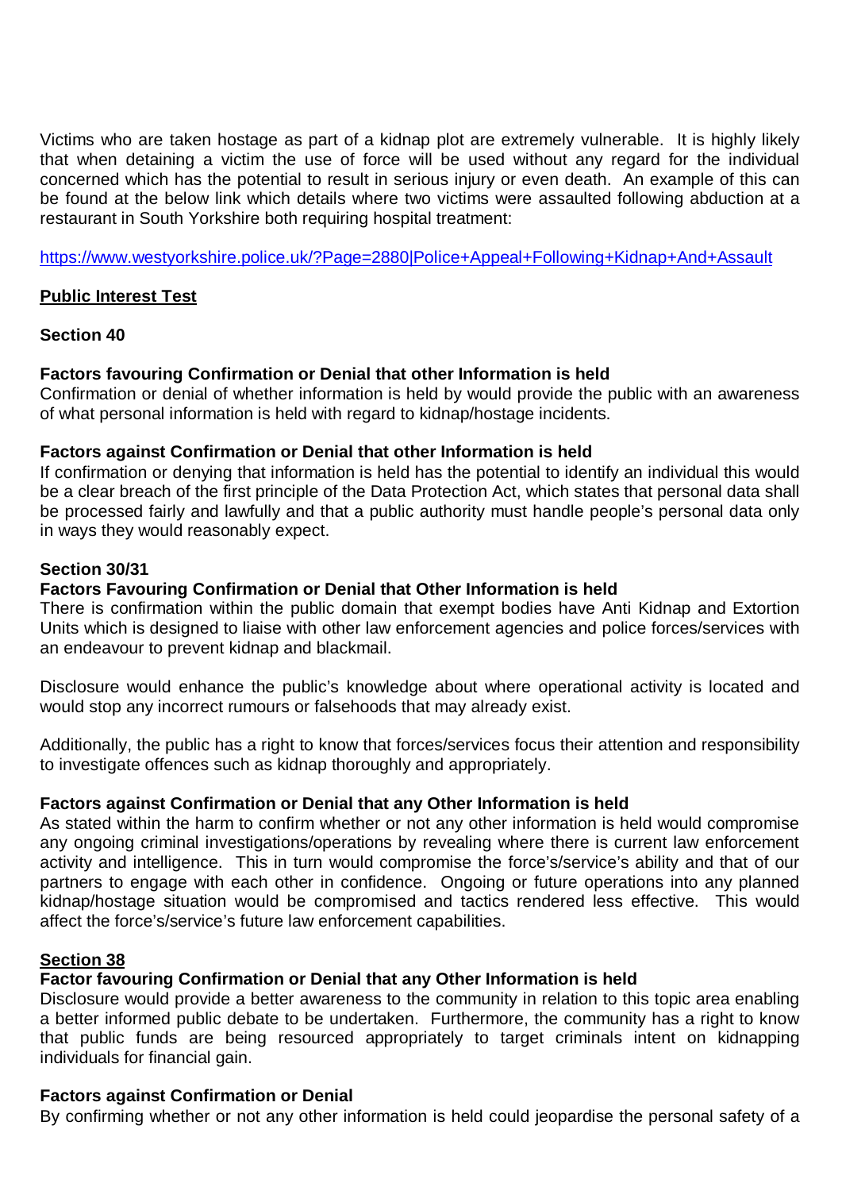Victims who are taken hostage as part of a kidnap plot are extremely vulnerable. It is highly likely that when detaining a victim the use of force will be used without any regard for the individual concerned which has the potential to result in serious injury or even death. An example of this can be found at the below link which details where two victims were assaulted following abduction at a restaurant in South Yorkshire both requiring hospital treatment:

https://www.westyorkshire.police.uk/?Page=2880|Police+Appeal+Following+Kidnap+And+Assault

**Public Interest Test**

**Section 40**

**Factors favouring Confirmation or Denial that other Information is held**
Confirmation or denial of whether information is held by would provide the public with an awareness of what personal information is held with regard to kidnap/hostage incidents.

**Factors against Confirmation or Denial that other Information is held**
If confirmation or denying that information is held has the potential to identify an individual this would be a clear breach of the first principle of the Data Protection Act, which states that personal data shall be processed fairly and lawfully and that a public authority must handle people's personal data only in ways they would reasonably expect.

**Section 30/31**

**Factors Favouring Confirmation or Denial that Other Information is held**
There is confirmation within the public domain that exempt bodies have Anti Kidnap and Extortion Units which is designed to liaise with other law enforcement agencies and police forces/services with an endeavour to prevent kidnap and blackmail.

Disclosure would enhance the public's knowledge about where operational activity is located and would stop any incorrect rumours or falsehoods that may already exist.

Additionally, the public has a right to know that forces/services focus their attention and responsibility to investigate offences such as kidnap thoroughly and appropriately.

**Factors against Confirmation or Denial that any Other Information is held**
As stated within the harm to confirm whether or not any other information is held would compromise any ongoing criminal investigations/operations by revealing where there is current law enforcement activity and intelligence. This in turn would compromise the force's/service's ability and that of our partners to engage with each other in confidence. Ongoing or future operations into any planned kidnap/hostage situation would be compromised and tactics rendered less effective. This would affect the force's/service's future law enforcement capabilities.

**Section 38**

**Factor favouring Confirmation or Denial that any Other Information is held**
Disclosure would provide a better awareness to the community in relation to this topic area enabling a better informed public debate to be undertaken. Furthermore, the community has a right to know that public funds are being resourced appropriately to target criminals intent on kidnapping individuals for financial gain.

**Factors against Confirmation or Denial**
By confirming whether or not any other information is held could jeopardise the personal safety of a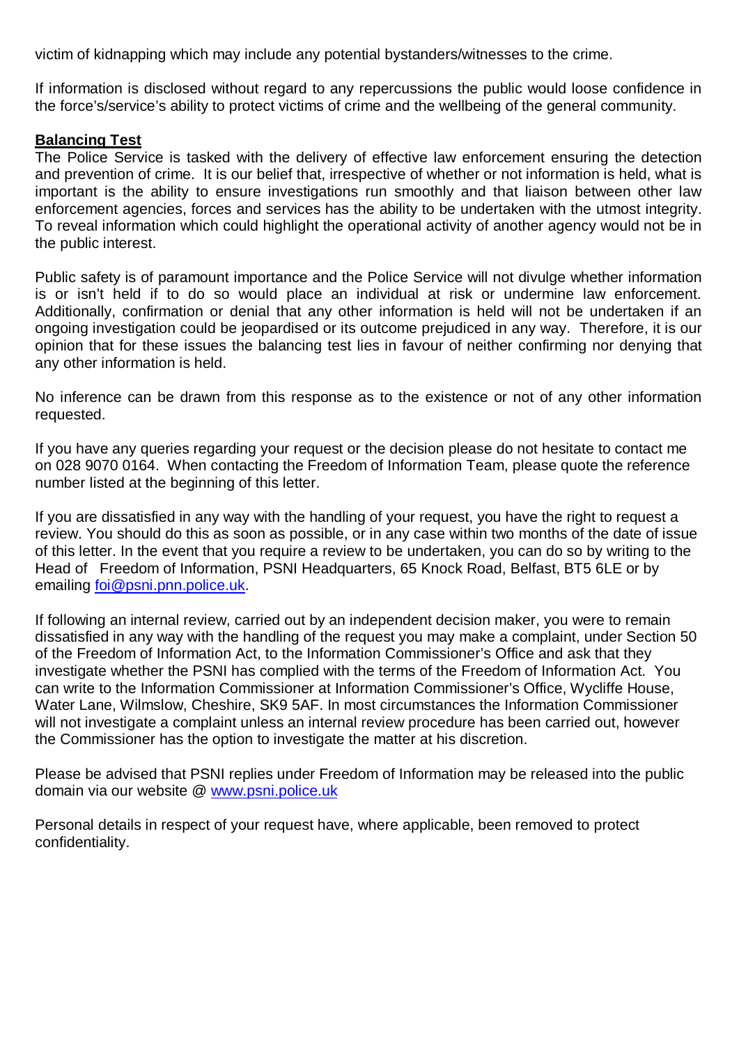victim of kidnapping which may include any potential bystanders/witnesses to the crime.

If information is disclosed without regard to any repercussions the public would loose confidence in the force's/service's ability to protect victims of crime and the wellbeing of the general community.

**Balancing Test**

The Police Service is tasked with the delivery of effective law enforcement ensuring the detection and prevention of crime. It is our belief that, irrespective of whether or not information is held, what is important is the ability to ensure investigations run smoothly and that liaison between other law enforcement agencies, forces and services has the ability to be undertaken with the utmost integrity. To reveal information which could highlight the operational activity of another agency would not be in the public interest.

Public safety is of paramount importance and the Police Service will not divulge whether information is or isn't held if to do so would place an individual at risk or undermine law enforcement. Additionally, confirmation or denial that any other information is held will not be undertaken if an ongoing investigation could be jeopardised or its outcome prejudiced in any way. Therefore, it is our opinion that for these issues the balancing test lies in favour of neither confirming nor denying that any other information is held.

No inference can be drawn from this response as to the existence or not of any other information requested.

If you have any queries regarding your request or the decision please do not hesitate to contact me on 028 9070 0164. When contacting the Freedom of Information Team, please quote the reference number listed at the beginning of this letter.

If you are dissatisfied in any way with the handling of your request, you have the right to request a review. You should do this as soon as possible, or in any case within two months of the date of issue of this letter. In the event that you require a review to be undertaken, you can do so by writing to the Head of Freedom of Information, PSNI Headquarters, 65 Knock Road, Belfast, BT5 6LE or by emailing foi@psni.pnn.police.uk.

If following an internal review, carried out by an independent decision maker, you were to remain dissatisfied in any way with the handling of the request you may make a complaint, under Section 50 of the Freedom of Information Act, to the Information Commissioner's Office and ask that they investigate whether the PSNI has complied with the terms of the Freedom of Information Act. You can write to the Information Commissioner at Information Commissioner's Office, Wycliffe House, Water Lane, Wilmslow, Cheshire, SK9 5AF. In most circumstances the Information Commissioner will not investigate a complaint unless an internal review procedure has been carried out, however the Commissioner has the option to investigate the matter at his discretion.

Please be advised that PSNI replies under Freedom of Information may be released into the public domain via our website @ www.psni.police.uk

Personal details in respect of your request have, where applicable, been removed to protect confidentiality.